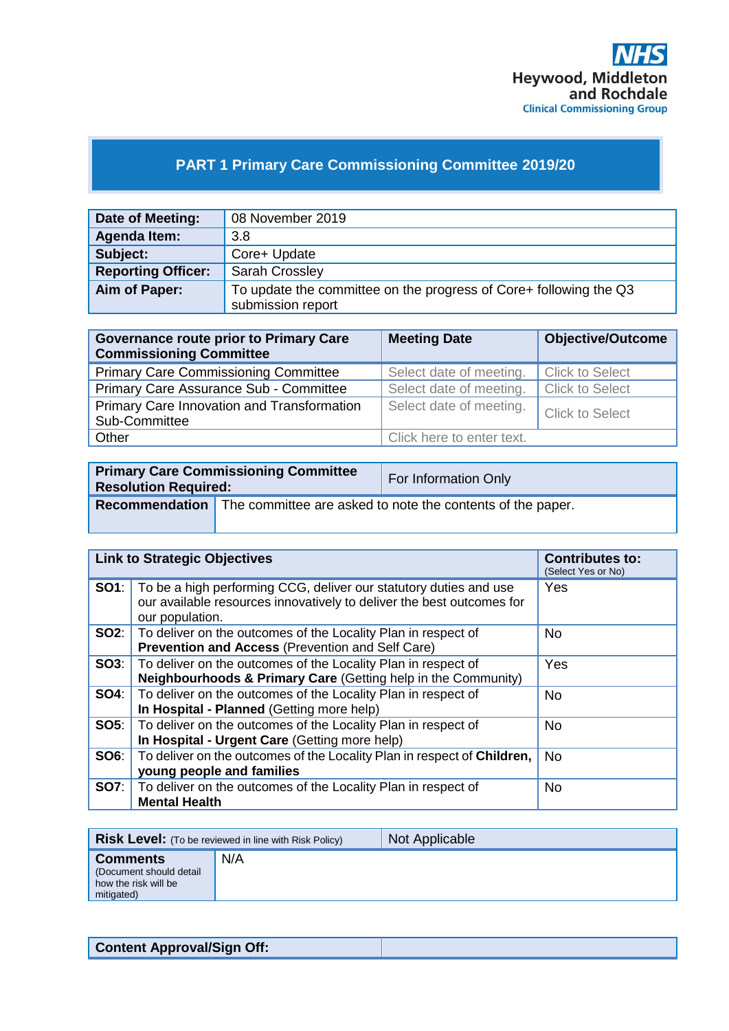NHS
Heywood, Middleton and Rochdale
Clinical Commissioning Group

# PART 1 Primary Care Commissioning Committee 2019/20

| | |
|---|---|
| **Date of Meeting:** | 08 November 2019 |
| **Agenda Item:** | 3.8 |
| **Subject:** | Core+ Update |
| **Reporting Officer:** | Sarah Crossley |
| **Aim of Paper:** | To update the committee on the progress of Core+ following the Q3 submission report |

| **Governance route prior to Primary Care Commissioning Committee** | **Meeting Date** | **Objective/Outcome** |
|---|---|---|
| Primary Care Commissioning Committee | Select date of meeting. | Click to Select |
| Primary Care Assurance Sub - Committee | Select date of meeting. | Click to Select |
| Primary Care Innovation and Transformation Sub-Committee | Select date of meeting. | Click to Select |
| Other | Click here to enter text. | |

| | |
|---|---|
| **Primary Care Commissioning Committee Resolution Required:** | For Information Only |
| **Recommendation** | The committee are asked to note the contents of the paper. |

| **Link to Strategic Objectives** | | **Contributes to:** (Select Yes or No) |
|---|---|---|
| **SO1**: | To be a high performing CCG, deliver our statutory duties and use our available resources innovatively to deliver the best outcomes for our population. | Yes |
| **SO2**: | To deliver on the outcomes of the Locality Plan in respect of **Prevention and Access** (Prevention and Self Care) | No |
| **SO3**: | To deliver on the outcomes of the Locality Plan in respect of **Neighbourhoods & Primary Care** (Getting help in the Community) | Yes |
| **SO4**: | To deliver on the outcomes of the Locality Plan in respect of **In Hospital - Planned** (Getting more help) | No |
| **SO5**: | To deliver on the outcomes of the Locality Plan in respect of **In Hospital - Urgent Care** (Getting more help) | No |
| **SO6**: | To deliver on the outcomes of the Locality Plan in respect of **Children, young people and families** | No |
| **SO7**: | To deliver on the outcomes of the Locality Plan in respect of **Mental Health** | No |

| | |
|---|---|
| **Risk Level:** (To be reviewed in line with Risk Policy) | Not Applicable |
| **Comments** (Document should detail how the risk will be mitigated) | N/A |

| | |
|---|---|
| **Content Approval/Sign Off:** | |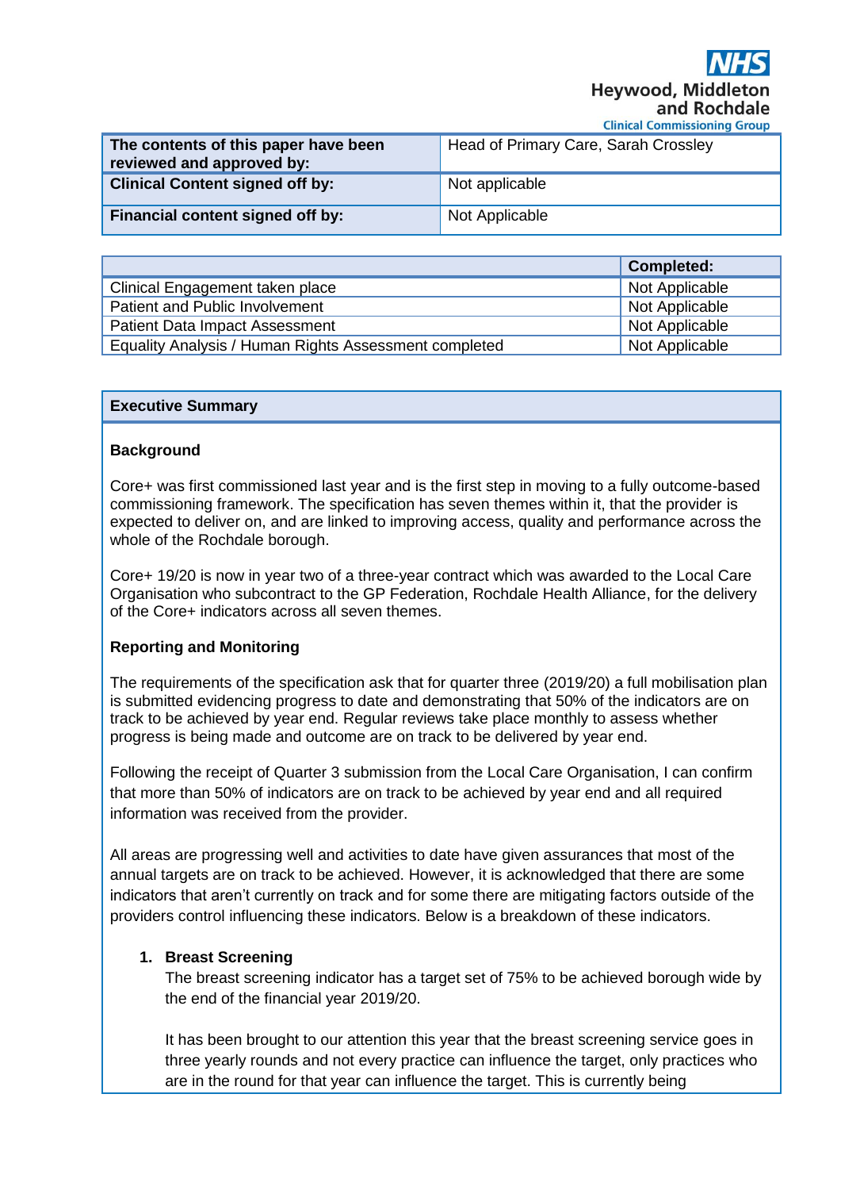NHS
Heywood, Middleton and Rochdale
Clinical Commissioning Group

| **The contents of this paper have been reviewed and approved by:** | Head of Primary Care, Sarah Crossley |
|---|---|
| **Clinical Content signed off by:** | Not applicable |
| **Financial content signed off by:** | Not Applicable |

| | **Completed:** |
|---|---|
| Clinical Engagement taken place | Not Applicable |
| Patient and Public Involvement | Not Applicable |
| Patient Data Impact Assessment | Not Applicable |
| Equality Analysis / Human Rights Assessment completed | Not Applicable |

## Executive Summary

### Background

Core+ was first commissioned last year and is the first step in moving to a fully outcome-based commissioning framework. The specification has seven themes within it, that the provider is expected to deliver on, and are linked to improving access, quality and performance across the whole of the Rochdale borough.

Core+ 19/20 is now in year two of a three-year contract which was awarded to the Local Care Organisation who subcontract to the GP Federation, Rochdale Health Alliance, for the delivery of the Core+ indicators across all seven themes.

### Reporting and Monitoring

The requirements of the specification ask that for quarter three (2019/20) a full mobilisation plan is submitted evidencing progress to date and demonstrating that 50% of the indicators are on track to be achieved by year end. Regular reviews take place monthly to assess whether progress is being made and outcome are on track to be delivered by year end.

Following the receipt of Quarter 3 submission from the Local Care Organisation, I can confirm that more than 50% of indicators are on track to be achieved by year end and all required information was received from the provider.

All areas are progressing well and activities to date have given assurances that most of the annual targets are on track to be achieved. However, it is acknowledged that there are some indicators that aren't currently on track and for some there are mitigating factors outside of the providers control influencing these indicators. Below is a breakdown of these indicators.

1. **Breast Screening**
   The breast screening indicator has a target set of 75% to be achieved borough wide by the end of the financial year 2019/20.

   It has been brought to our attention this year that the breast screening service goes in three yearly rounds and not every practice can influence the target, only practices who are in the round for that year can influence the target. This is currently being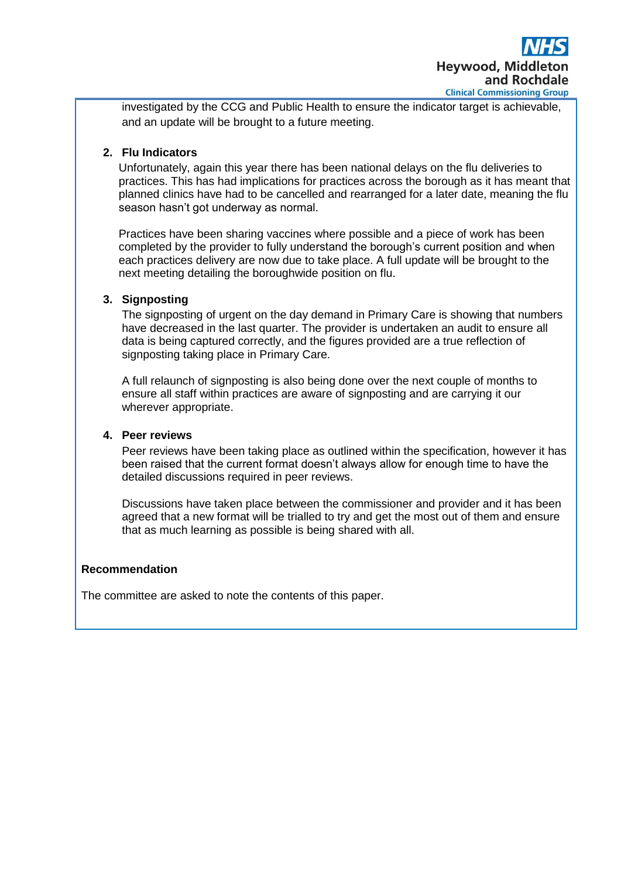investigated by the CCG and Public Health to ensure the indicator target is achievable, and an update will be brought to a future meeting.

2. **Flu Indicators**

   Unfortunately, again this year there has been national delays on the flu deliveries to practices. This has had implications for practices across the borough as it has meant that planned clinics have had to be cancelled and rearranged for a later date, meaning the flu season hasn't got underway as normal.

   Practices have been sharing vaccines where possible and a piece of work has been completed by the provider to fully understand the borough's current position and when each practices delivery are now due to take place. A full update will be brought to the next meeting detailing the boroughwide position on flu.

3. **Signposting**

   The signposting of urgent on the day demand in Primary Care is showing that numbers have decreased in the last quarter. The provider is undertaken an audit to ensure all data is being captured correctly, and the figures provided are a true reflection of signposting taking place in Primary Care.

   A full relaunch of signposting is also being done over the next couple of months to ensure all staff within practices are aware of signposting and are carrying it our wherever appropriate.

4. **Peer reviews**

   Peer reviews have been taking place as outlined within the specification, however it has been raised that the current format doesn't always allow for enough time to have the detailed discussions required in peer reviews.

   Discussions have taken place between the commissioner and provider and it has been agreed that a new format will be trialled to try and get the most out of them and ensure that as much learning as possible is being shared with all.

**Recommendation**

The committee are asked to note the contents of this paper.